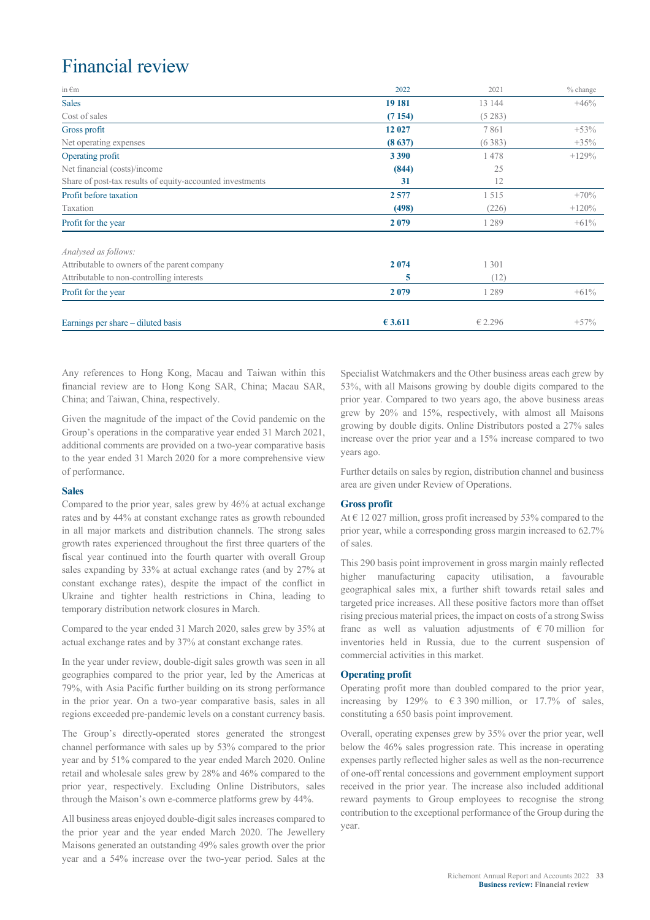# Financial review

| in €m | 2022 | 2021 | % change |
|---|---|---|---|
| Sales | **19 181** | 13 144 | +46% |
| Cost of sales | **(7 154)** | (5 283) | |
| Gross profit | **12 027** | 7 861 | +53% |
| Net operating expenses | **(8 637)** | (6 383) | +35% |
| Operating profit | **3 390** | 1 478 | +129% |
| Net financial (costs)/income | **(844)** | 25 | |
| Share of post-tax results of equity-accounted investments | **31** | 12 | |
| Profit before taxation | **2 577** | 1 515 | +70% |
| Taxation | **(498)** | (226) | +120% |
| Profit for the year | **2 079** | 1 289 | +61% |
| *Analysed as follows:* | | | |
| Attributable to owners of the parent company | **2 074** | 1 301 | |
| Attributable to non-controlling interests | **5** | (12) | |
| Profit for the year | **2 079** | 1 289 | +61% |
| Earnings per share – diluted basis | **€ 3.611** | € 2.296 | +57% |

Any references to Hong Kong, Macau and Taiwan within this financial review are to Hong Kong SAR, China; Macau SAR, China; and Taiwan, China, respectively.

Given the magnitude of the impact of the Covid pandemic on the Group's operations in the comparative year ended 31 March 2021, additional comments are provided on a two-year comparative basis to the year ended 31 March 2020 for a more comprehensive view of performance.

### Sales

Compared to the prior year, sales grew by 46% at actual exchange rates and by 44% at constant exchange rates as growth rebounded in all major markets and distribution channels. The strong sales growth rates experienced throughout the first three quarters of the fiscal year continued into the fourth quarter with overall Group sales expanding by 33% at actual exchange rates (and by 27% at constant exchange rates), despite the impact of the conflict in Ukraine and tighter health restrictions in China, leading to temporary distribution network closures in March.

Compared to the year ended 31 March 2020, sales grew by 35% at actual exchange rates and by 37% at constant exchange rates.

In the year under review, double-digit sales growth was seen in all geographies compared to the prior year, led by the Americas at 79%, with Asia Pacific further building on its strong performance in the prior year. On a two-year comparative basis, sales in all regions exceeded pre-pandemic levels on a constant currency basis.

The Group's directly-operated stores generated the strongest channel performance with sales up by 53% compared to the prior year and by 51% compared to the year ended March 2020. Online retail and wholesale sales grew by 28% and 46% compared to the prior year, respectively. Excluding Online Distributors, sales through the Maison's own e-commerce platforms grew by 44%.

All business areas enjoyed double-digit sales increases compared to the prior year and the year ended March 2020. The Jewellery Maisons generated an outstanding 49% sales growth over the prior year and a 54% increase over the two-year period. Sales at the Specialist Watchmakers and the Other business areas each grew by 53%, with all Maisons growing by double digits compared to the prior year. Compared to two years ago, the above business areas grew by 20% and 15%, respectively, with almost all Maisons growing by double digits. Online Distributors posted a 27% sales increase over the prior year and a 15% increase compared to two years ago.

Further details on sales by region, distribution channel and business area are given under Review of Operations.

### Gross profit

At € 12 027 million, gross profit increased by 53% compared to the prior year, while a corresponding gross margin increased to 62.7% of sales.

This 290 basis point improvement in gross margin mainly reflected higher manufacturing capacity utilisation, a favourable geographical sales mix, a further shift towards retail sales and targeted price increases. All these positive factors more than offset rising precious material prices, the impact on costs of a strong Swiss franc as well as valuation adjustments of € 70 million for inventories held in Russia, due to the current suspension of commercial activities in this market.

### Operating profit

Operating profit more than doubled compared to the prior year, increasing by 129% to € 3 390 million, or 17.7% of sales, constituting a 650 basis point improvement.

Overall, operating expenses grew by 35% over the prior year, well below the 46% sales progression rate. This increase in operating expenses partly reflected higher sales as well as the non-recurrence of one-off rental concessions and government employment support received in the prior year. The increase also included additional reward payments to Group employees to recognise the strong contribution to the exceptional performance of the Group during the year.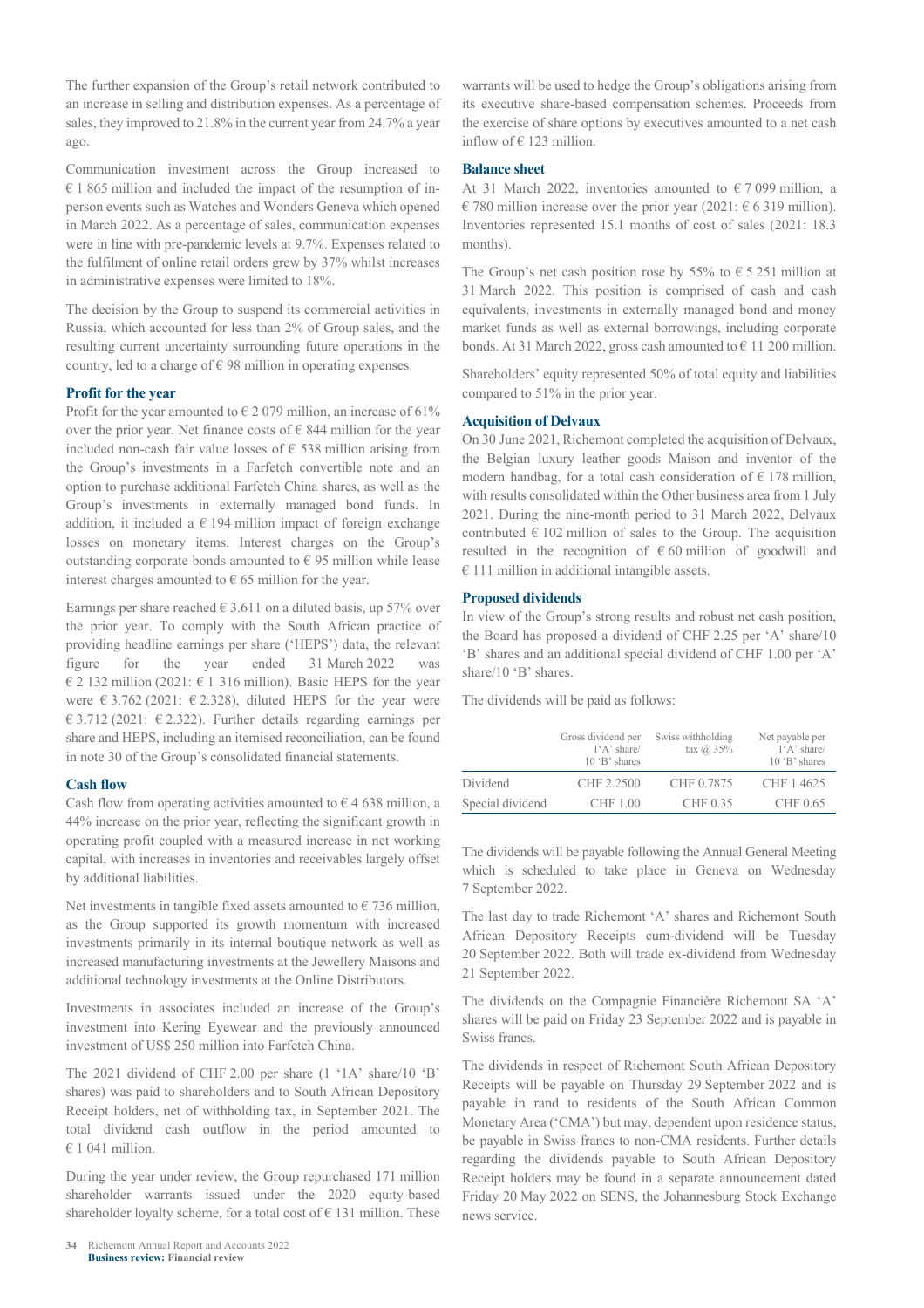The further expansion of the Group's retail network contributed to an increase in selling and distribution expenses. As a percentage of sales, they improved to 21.8% in the current year from 24.7% a year ago.

Communication investment across the Group increased to € 1 865 million and included the impact of the resumption of in-person events such as Watches and Wonders Geneva which opened in March 2022. As a percentage of sales, communication expenses were in line with pre-pandemic levels at 9.7%. Expenses related to the fulfilment of online retail orders grew by 37% whilst increases in administrative expenses were limited to 18%.

The decision by the Group to suspend its commercial activities in Russia, which accounted for less than 2% of Group sales, and the resulting current uncertainty surrounding future operations in the country, led to a charge of € 98 million in operating expenses.

### Profit for the year

Profit for the year amounted to € 2 079 million, an increase of 61% over the prior year. Net finance costs of € 844 million for the year included non-cash fair value losses of € 538 million arising from the Group's investments in a Farfetch convertible note and an option to purchase additional Farfetch China shares, as well as the Group's investments in externally managed bond funds. In addition, it included a € 194 million impact of foreign exchange losses on monetary items. Interest charges on the Group's outstanding corporate bonds amounted to € 95 million while lease interest charges amounted to € 65 million for the year.

Earnings per share reached € 3.611 on a diluted basis, up 57% over the prior year. To comply with the South African practice of providing headline earnings per share ('HEPS') data, the relevant figure for the year ended 31 March 2022 was € 2 132 million (2021: € 1 316 million). Basic HEPS for the year were € 3.762 (2021: € 2.328), diluted HEPS for the year were € 3.712 (2021: € 2.322). Further details regarding earnings per share and HEPS, including an itemised reconciliation, can be found in note 30 of the Group's consolidated financial statements.

### Cash flow

Cash flow from operating activities amounted to € 4 638 million, a 44% increase on the prior year, reflecting the significant growth in operating profit coupled with a measured increase in net working capital, with increases in inventories and receivables largely offset by additional liabilities.

Net investments in tangible fixed assets amounted to € 736 million, as the Group supported its growth momentum with increased investments primarily in its internal boutique network as well as increased manufacturing investments at the Jewellery Maisons and additional technology investments at the Online Distributors.

Investments in associates included an increase of the Group's investment into Kering Eyewear and the previously announced investment of US$ 250 million into Farfetch China.

The 2021 dividend of CHF 2.00 per share (1 '1A' share/10 'B' shares) was paid to shareholders and to South African Depository Receipt holders, net of withholding tax, in September 2021. The total dividend cash outflow in the period amounted to € 1 041 million.

During the year under review, the Group repurchased 171 million shareholder warrants issued under the 2020 equity-based shareholder loyalty scheme, for a total cost of € 131 million. These warrants will be used to hedge the Group's obligations arising from its executive share-based compensation schemes. Proceeds from the exercise of share options by executives amounted to a net cash inflow of € 123 million.

### Balance sheet

At 31 March 2022, inventories amounted to € 7 099 million, a € 780 million increase over the prior year (2021: € 6 319 million). Inventories represented 15.1 months of cost of sales (2021: 18.3 months).

The Group's net cash position rose by 55% to € 5 251 million at 31 March 2022. This position is comprised of cash and cash equivalents, investments in externally managed bond and money market funds as well as external borrowings, including corporate bonds. At 31 March 2022, gross cash amounted to € 11 200 million.

Shareholders' equity represented 50% of total equity and liabilities compared to 51% in the prior year.

### Acquisition of Delvaux

On 30 June 2021, Richemont completed the acquisition of Delvaux, the Belgian luxury leather goods Maison and inventor of the modern handbag, for a total cash consideration of € 178 million, with results consolidated within the Other business area from 1 July 2021. During the nine-month period to 31 March 2022, Delvaux contributed € 102 million of sales to the Group. The acquisition resulted in the recognition of € 60 million of goodwill and € 111 million in additional intangible assets.

### Proposed dividends

In view of the Group's strong results and robust net cash position, the Board has proposed a dividend of CHF 2.25 per 'A' share/10 'B' shares and an additional special dividend of CHF 1.00 per 'A' share/10 'B' shares.

The dividends will be paid as follows:

| | Gross dividend per 1'A' share/ 10 'B' shares | Swiss withholding tax @ 35% | Net payable per 1'A' share/ 10 'B' shares |
|---|---|---|---|
| Dividend | CHF 2.2500 | CHF 0.7875 | CHF 1.4625 |
| Special dividend | CHF 1.00 | CHF 0.35 | CHF 0.65 |

The dividends will be payable following the Annual General Meeting which is scheduled to take place in Geneva on Wednesday 7 September 2022.

The last day to trade Richemont 'A' shares and Richemont South African Depository Receipts cum-dividend will be Tuesday 20 September 2022. Both will trade ex-dividend from Wednesday 21 September 2022.

The dividends on the Compagnie Financière Richemont SA 'A' shares will be paid on Friday 23 September 2022 and is payable in Swiss francs.

The dividends in respect of Richemont South African Depository Receipts will be payable on Thursday 29 September 2022 and is payable in rand to residents of the South African Common Monetary Area ('CMA') but may, dependent upon residence status, be payable in Swiss francs to non-CMA residents. Further details regarding the dividends payable to South African Depository Receipt holders may be found in a separate announcement dated Friday 20 May 2022 on SENS, the Johannesburg Stock Exchange news service.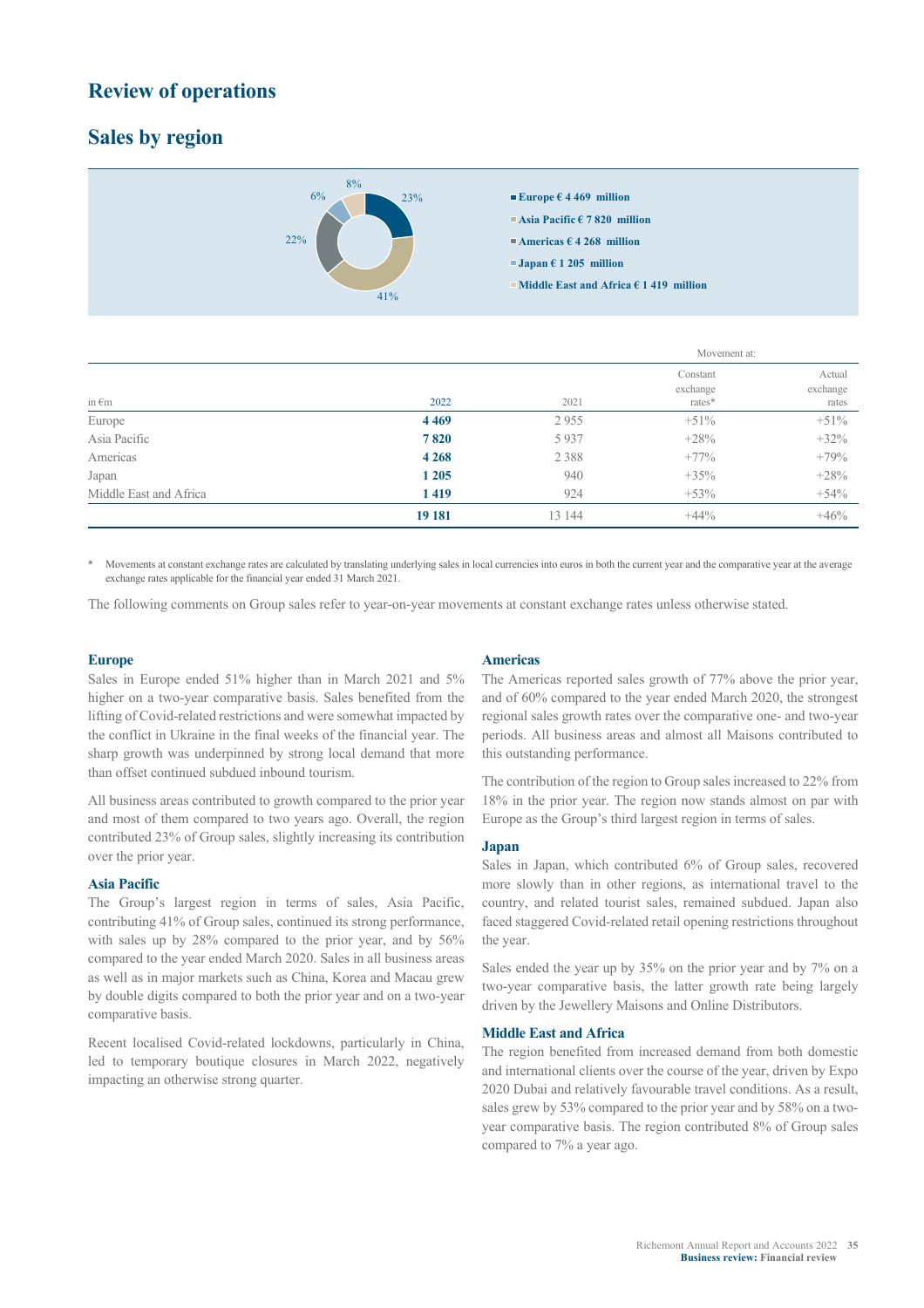# Review of operations

## Sales by region

- Europe € 4 469 million (23%)
- Asia Pacific € 7 820 million (41%)
- Americas € 4 268 million (22%)
- Japan € 1 205 million (6%)
- Middle East and Africa € 1 419 million (8%)

| in €m | 2022 | 2021 | Movement at: Constant exchange rates* | Actual exchange rates |
|---|---|---|---|---|
| Europe | **4 469** | 2 955 | +51% | +51% |
| Asia Pacific | **7 820** | 5 937 | +28% | +32% |
| Americas | **4 268** | 2 388 | +77% | +79% |
| Japan | **1 205** | 940 | +35% | +28% |
| Middle East and Africa | **1 419** | 924 | +53% | +54% |
| | **19 181** | 13 144 | +44% | +46% |

\* Movements at constant exchange rates are calculated by translating underlying sales in local currencies into euros in both the current year and the comparative year at the average exchange rates applicable for the financial year ended 31 March 2021.

The following comments on Group sales refer to year-on-year movements at constant exchange rates unless otherwise stated.

### Europe

Sales in Europe ended 51% higher than in March 2021 and 5% higher on a two-year comparative basis. Sales benefited from the lifting of Covid-related restrictions and were somewhat impacted by the conflict in Ukraine in the final weeks of the financial year. The sharp growth was underpinned by strong local demand that more than offset continued subdued inbound tourism.

All business areas contributed to growth compared to the prior year and most of them compared to two years ago. Overall, the region contributed 23% of Group sales, slightly increasing its contribution over the prior year.

### Asia Pacific

The Group's largest region in terms of sales, Asia Pacific, contributing 41% of Group sales, continued its strong performance, with sales up by 28% compared to the prior year, and by 56% compared to the year ended March 2020. Sales in all business areas as well as in major markets such as China, Korea and Macau grew by double digits compared to both the prior year and on a two-year comparative basis.

Recent localised Covid-related lockdowns, particularly in China, led to temporary boutique closures in March 2022, negatively impacting an otherwise strong quarter.

### Americas

The Americas reported sales growth of 77% above the prior year, and of 60% compared to the year ended March 2020, the strongest regional sales growth rates over the comparative one- and two-year periods. All business areas and almost all Maisons contributed to this outstanding performance.

The contribution of the region to Group sales increased to 22% from 18% in the prior year. The region now stands almost on par with Europe as the Group's third largest region in terms of sales.

### Japan

Sales in Japan, which contributed 6% of Group sales, recovered more slowly than in other regions, as international travel to the country, and related tourist sales, remained subdued. Japan also faced staggered Covid-related retail opening restrictions throughout the year.

Sales ended the year up by 35% on the prior year and by 7% on a two-year comparative basis, the latter growth rate being largely driven by the Jewellery Maisons and Online Distributors.

### Middle East and Africa

The region benefited from increased demand from both domestic and international clients over the course of the year, driven by Expo 2020 Dubai and relatively favourable travel conditions. As a result, sales grew by 53% compared to the prior year and by 58% on a two-year comparative basis. The region contributed 8% of Group sales compared to 7% a year ago.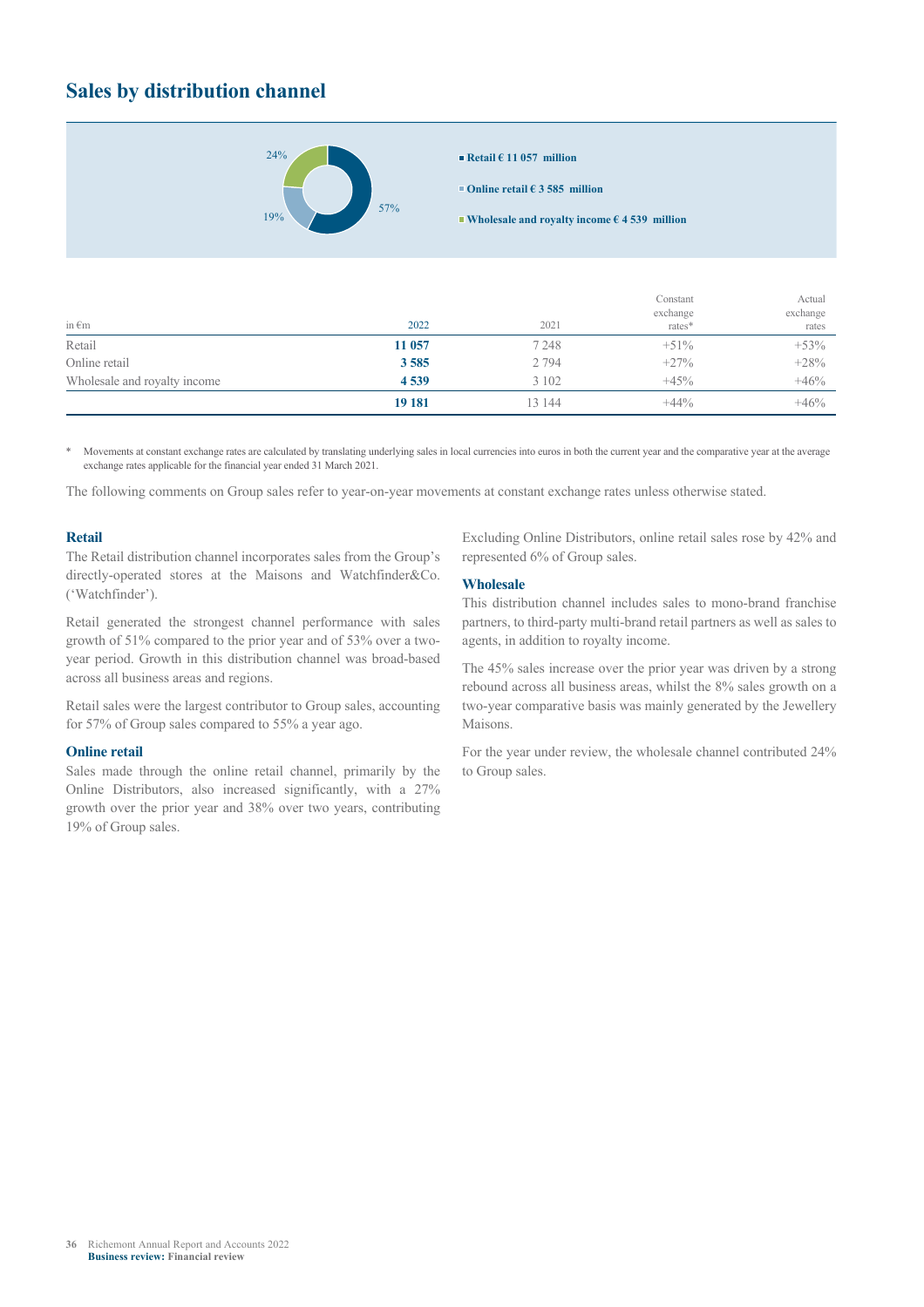## Sales by distribution channel

24%
19%
57%

- Retail € 11 057 million
- Online retail € 3 585 million
- Wholesale and royalty income € 4 539 million

| in €m | 2022 | 2021 | Constant exchange rates* | Actual exchange rates |
|---|---|---|---|---|
| Retail | **11 057** | 7 248 | +51% | +53% |
| Online retail | **3 585** | 2 794 | +27% | +28% |
| Wholesale and royalty income | **4 539** | 3 102 | +45% | +46% |
| | **19 181** | 13 144 | +44% | +46% |

\* Movements at constant exchange rates are calculated by translating underlying sales in local currencies into euros in both the current year and the comparative year at the average exchange rates applicable for the financial year ended 31 March 2021.

The following comments on Group sales refer to year-on-year movements at constant exchange rates unless otherwise stated.

### Retail

The Retail distribution channel incorporates sales from the Group's directly-operated stores at the Maisons and Watchfinder&Co. ('Watchfinder').

Retail generated the strongest channel performance with sales growth of 51% compared to the prior year and of 53% over a two-year period. Growth in this distribution channel was broad-based across all business areas and regions.

Retail sales were the largest contributor to Group sales, accounting for 57% of Group sales compared to 55% a year ago.

### Online retail

Sales made through the online retail channel, primarily by the Online Distributors, also increased significantly, with a 27% growth over the prior year and 38% over two years, contributing 19% of Group sales.

Excluding Online Distributors, online retail sales rose by 42% and represented 6% of Group sales.

### Wholesale

This distribution channel includes sales to mono-brand franchise partners, to third-party multi-brand retail partners as well as sales to agents, in addition to royalty income.

The 45% sales increase over the prior year was driven by a strong rebound across all business areas, whilst the 8% sales growth on a two-year comparative basis was mainly generated by the Jewellery Maisons.

For the year under review, the wholesale channel contributed 24% to Group sales.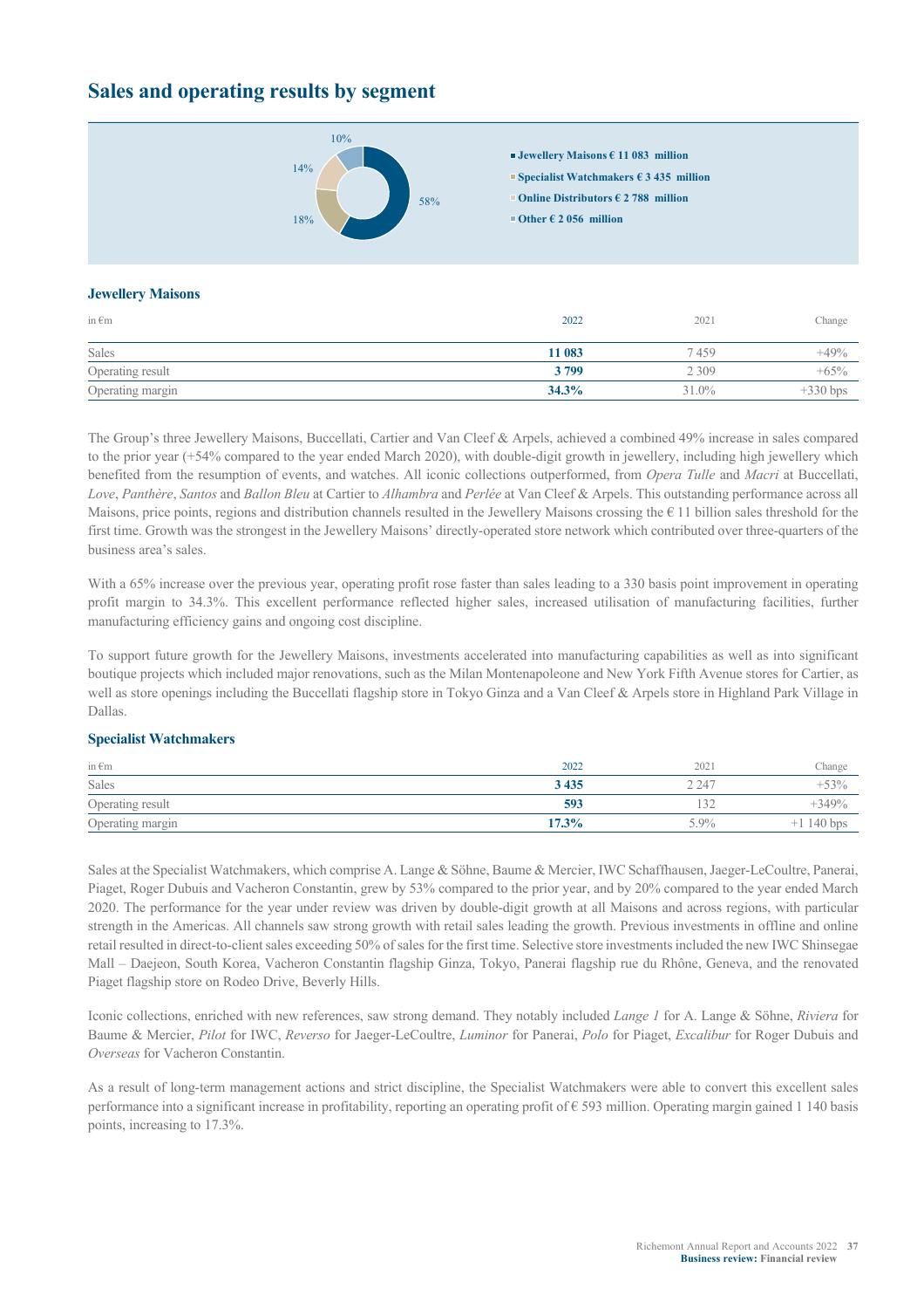## Sales and operating results by segment

- Jewellery Maisons € 11 083 million (58%)
- Specialist Watchmakers € 3 435 million (18%)
- Online Distributors € 2 788 million (14%)
- Other € 2 056 million (10%)

### Jewellery Maisons

| in €m | 2022 | 2021 | Change |
|---|---|---|---|
| Sales | **11 083** | 7 459 | +49% |
| Operating result | **3 799** | 2 309 | +65% |
| Operating margin | **34.3%** | 31.0% | +330 bps |

The Group's three Jewellery Maisons, Buccellati, Cartier and Van Cleef & Arpels, achieved a combined 49% increase in sales compared to the prior year (+54% compared to the year ended March 2020), with double-digit growth in jewellery, including high jewellery which benefited from the resumption of events, and watches. All iconic collections outperformed, from *Opera Tulle* and *Macri* at Buccellati, *Love*, *Panthère*, *Santos* and *Ballon Bleu* at Cartier to *Alhambra* and *Perlée* at Van Cleef & Arpels. This outstanding performance across all Maisons, price points, regions and distribution channels resulted in the Jewellery Maisons crossing the € 11 billion sales threshold for the first time. Growth was the strongest in the Jewellery Maisons' directly-operated store network which contributed over three-quarters of the business area's sales.

With a 65% increase over the previous year, operating profit rose faster than sales leading to a 330 basis point improvement in operating profit margin to 34.3%. This excellent performance reflected higher sales, increased utilisation of manufacturing facilities, further manufacturing efficiency gains and ongoing cost discipline.

To support future growth for the Jewellery Maisons, investments accelerated into manufacturing capabilities as well as into significant boutique projects which included major renovations, such as the Milan Montenapoleone and New York Fifth Avenue stores for Cartier, as well as store openings including the Buccellati flagship store in Tokyo Ginza and a Van Cleef & Arpels store in Highland Park Village in Dallas.

### Specialist Watchmakers

| in €m | 2022 | 2021 | Change |
|---|---|---|---|
| Sales | **3 435** | 2 247 | +53% |
| Operating result | **593** | 132 | +349% |
| Operating margin | **17.3%** | 5.9% | +1 140 bps |

Sales at the Specialist Watchmakers, which comprise A. Lange & Söhne, Baume & Mercier, IWC Schaffhausen, Jaeger-LeCoultre, Panerai, Piaget, Roger Dubuis and Vacheron Constantin, grew by 53% compared to the prior year, and by 20% compared to the year ended March 2020. The performance for the year under review was driven by double-digit growth at all Maisons and across regions, with particular strength in the Americas. All channels saw strong growth with retail sales leading the growth. Previous investments in offline and online retail resulted in direct-to-client sales exceeding 50% of sales for the first time. Selective store investments included the new IWC Shinsegae Mall – Daejeon, South Korea, Vacheron Constantin flagship Ginza, Tokyo, Panerai flagship rue du Rhône, Geneva, and the renovated Piaget flagship store on Rodeo Drive, Beverly Hills.

Iconic collections, enriched with new references, saw strong demand. They notably included *Lange 1* for A. Lange & Söhne, *Riviera* for Baume & Mercier, *Pilot* for IWC, *Reverso* for Jaeger-LeCoultre, *Luminor* for Panerai, *Polo* for Piaget, *Excalibur* for Roger Dubuis and *Overseas* for Vacheron Constantin.

As a result of long-term management actions and strict discipline, the Specialist Watchmakers were able to convert this excellent sales performance into a significant increase in profitability, reporting an operating profit of € 593 million. Operating margin gained 1 140 basis points, increasing to 17.3%.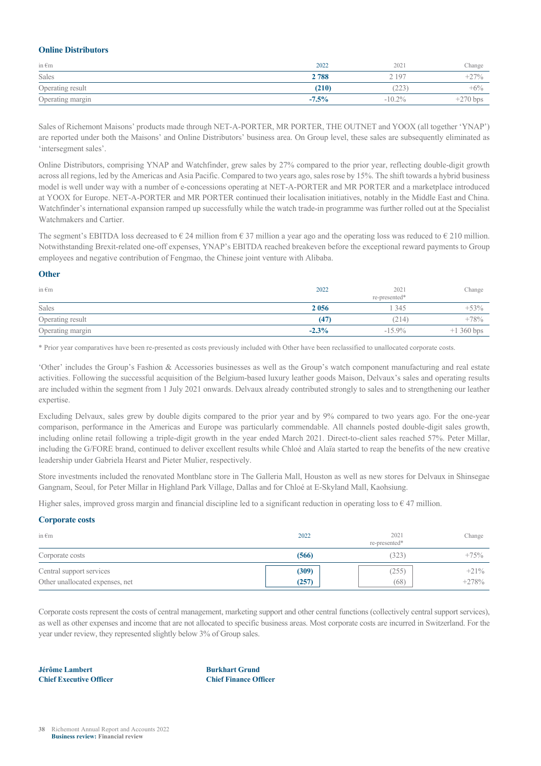### Online Distributors

| in €m | 2022 | 2021 | Change |
| --- | --- | --- | --- |
| Sales | **2 788** | 2 197 | +27% |
| Operating result | **(210)** | (223) | +6% |
| Operating margin | **-7.5%** | -10.2% | +270 bps |

Sales of Richemont Maisons' products made through NET-A-PORTER, MR PORTER, THE OUTNET and YOOX (all together 'YNAP') are reported under both the Maisons' and Online Distributors' business area. On Group level, these sales are subsequently eliminated as 'intersegment sales'.

Online Distributors, comprising YNAP and Watchfinder, grew sales by 27% compared to the prior year, reflecting double-digit growth across all regions, led by the Americas and Asia Pacific. Compared to two years ago, sales rose by 15%. The shift towards a hybrid business model is well under way with a number of e-concessions operating at NET-A-PORTER and MR PORTER and a marketplace introduced at YOOX for Europe. NET-A-PORTER and MR PORTER continued their localisation initiatives, notably in the Middle East and China. Watchfinder's international expansion ramped up successfully while the watch trade-in programme was further rolled out at the Specialist Watchmakers and Cartier.

The segment's EBITDA loss decreased to € 24 million from € 37 million a year ago and the operating loss was reduced to € 210 million. Notwithstanding Brexit-related one-off expenses, YNAP's EBITDA reached breakeven before the exceptional reward payments to Group employees and negative contribution of Fengmao, the Chinese joint venture with Alibaba.

### Other

| in €m | 2022 | 2021 re-presented* | Change |
| --- | --- | --- | --- |
| Sales | **2 056** | 1 345 | +53% |
| Operating result | **(47)** | (214) | +78% |
| Operating margin | **-2.3%** | -15.9% | +1 360 bps |

\* Prior year comparatives have been re-presented as costs previously included with Other have been reclassified to unallocated corporate costs.

'Other' includes the Group's Fashion & Accessories businesses as well as the Group's watch component manufacturing and real estate activities. Following the successful acquisition of the Belgium-based luxury leather goods Maison, Delvaux's sales and operating results are included within the segment from 1 July 2021 onwards. Delvaux already contributed strongly to sales and to strengthening our leather expertise.

Excluding Delvaux, sales grew by double digits compared to the prior year and by 9% compared to two years ago. For the one-year comparison, performance in the Americas and Europe was particularly commendable. All channels posted double-digit sales growth, including online retail following a triple-digit growth in the year ended March 2021. Direct-to-client sales reached 57%. Peter Millar, including the G/FORE brand, continued to deliver excellent results while Chloé and Alaïa started to reap the benefits of the new creative leadership under Gabriela Hearst and Pieter Mulier, respectively.

Store investments included the renovated Montblanc store in The Galleria Mall, Houston as well as new stores for Delvaux in Shinsegae Gangnam, Seoul, for Peter Millar in Highland Park Village, Dallas and for Chloé at E-Skyland Mall, Kaohsiung.

Higher sales, improved gross margin and financial discipline led to a significant reduction in operating loss to € 47 million.

### Corporate costs

| in €m | 2022 | 2021 re-presented* | Change |
| --- | --- | --- | --- |
| Corporate costs | **(566)** | (323) | +75% |
| Central support services | **(309)** | (255) | +21% |
| Other unallocated expenses, net | **(257)** | (68) | +278% |

Corporate costs represent the costs of central management, marketing support and other central functions (collectively central support services), as well as other expenses and income that are not allocated to specific business areas. Most corporate costs are incurred in Switzerland. For the year under review, they represented slightly below 3% of Group sales.

**Jérôme Lambert**
**Chief Executive Officer**

**Burkhart Grund**
**Chief Finance Officer**